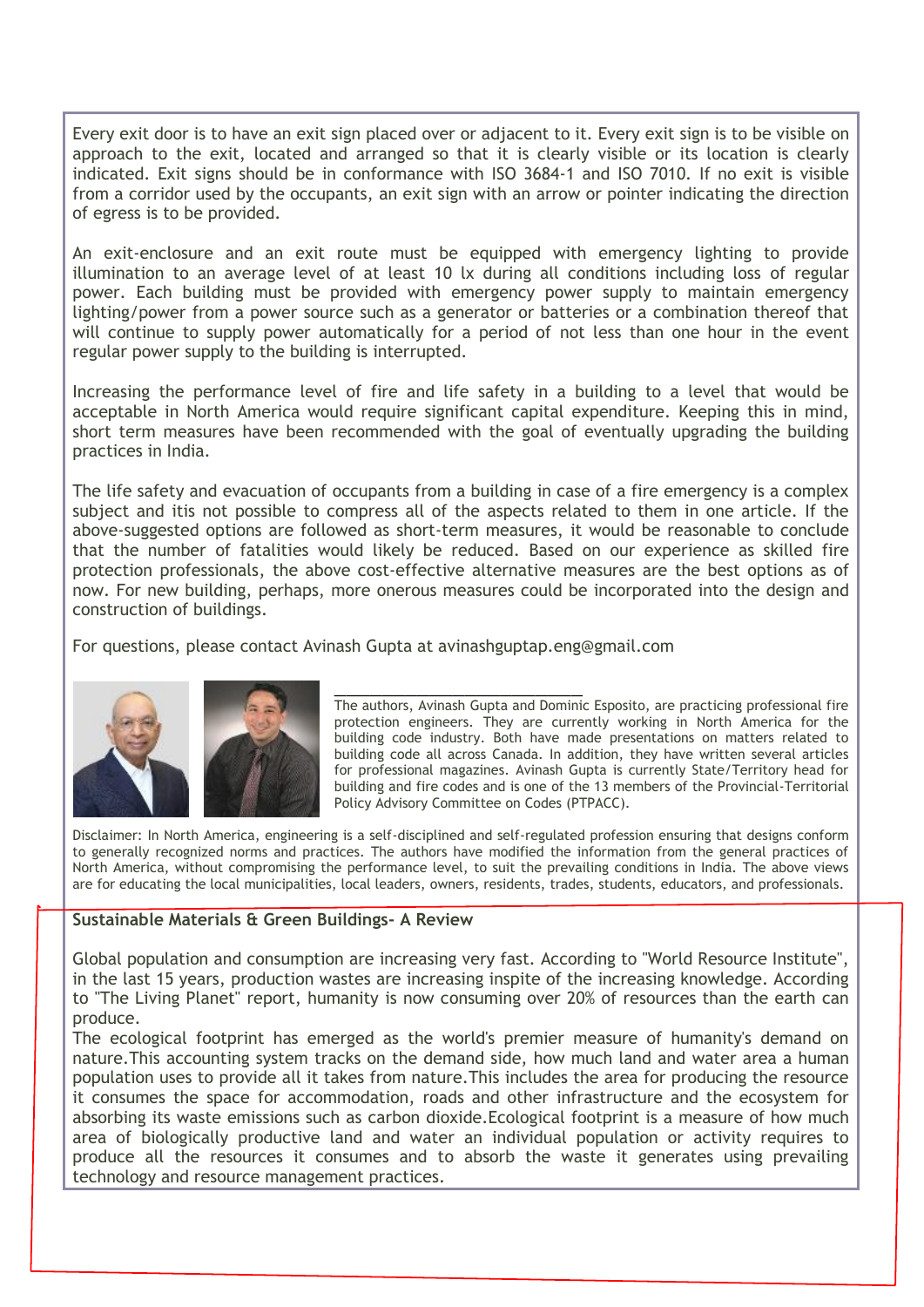Every exit door is to have an exit sign placed over or adjacent to it. Every exit sign is to be visible on approach to the exit, located and arranged so that it is clearly visible or its location is clearly indicated. Exit signs should be in conformance with ISO 3684-1 and ISO 7010. If no exit is visible from a corridor used by the occupants, an exit sign with an arrow or pointer indicating the direction of egress is to be provided.

An exit-enclosure and an exit route must be equipped with emergency lighting to provide illumination to an average level of at least 10 lx during all conditions including loss of regular power. Each building must be provided with emergency power supply to maintain emergency lighting/power from a power source such as a generator or batteries or a combination thereof that will continue to supply power automatically for a period of not less than one hour in the event regular power supply to the building is interrupted.

Increasing the performance level of fire and life safety in a building to a level that would be acceptable in North America would require significant capital expenditure. Keeping this in mind, short term measures have been recommended with the goal of eventually upgrading the building practices in India.

The life safety and evacuation of occupants from a building in case of a fire emergency is a complex subject and itis not possible to compress all of the aspects related to them in one article. If the above-suggested options are followed as short-term measures, it would be reasonable to conclude that the number of fatalities would likely be reduced. Based on our experience as skilled fire protection professionals, the above cost-effective alternative measures are the best options as of now. For new building, perhaps, more onerous measures could be incorporated into the design and construction of buildings.

For questions, please contact Avinash Gupta at avinashguptap.eng@gmail.com

The authors, Avinash Gupta and Dominic Esposito, are practicing professional fire protection engineers. They are currently working in North America for the building code industry. Both have made presentations on matters related to building code all across Canada. In addition, they have written several articles for professional magazines. Avinash Gupta is currently State/Territory head for building and fire codes and is one of the 13 members of the Provincial-Territorial Policy Advisory Committee on Codes (PTPACC).

Disclaimer: In North America, engineering is a self-disciplined and self-regulated profession ensuring that designs conform to generally recognized norms and practices. The authors have modified the information from the general practices of North America, without compromising the performance level, to suit the prevailing conditions in India. The above views are for educating the local municipalities, local leaders, owners, residents, trades, students, educators, and professionals.

## Sustainable Materials & Green Buildings- A Review

Global population and consumption are increasing very fast. According to "World Resource Institute", in the last 15 years, production wastes are increasing inspite of the increasing knowledge. According to "The Living Planet" report, humanity is now consuming over 20% of resources than the earth can produce.

The ecological footprint has emerged as the world's premier measure of humanity's demand on nature.This accounting system tracks on the demand side, how much land and water area a human population uses to provide all it takes from nature.This includes the area for producing the resource it consumes the space for accommodation, roads and other infrastructure and the ecosystem for absorbing its waste emissions such as carbon dioxide.Ecological footprint is a measure of how much area of biologically productive land and water an individual population or activity requires to produce all the resources it consumes and to absorb the waste it generates using prevailing technology and resource management practices.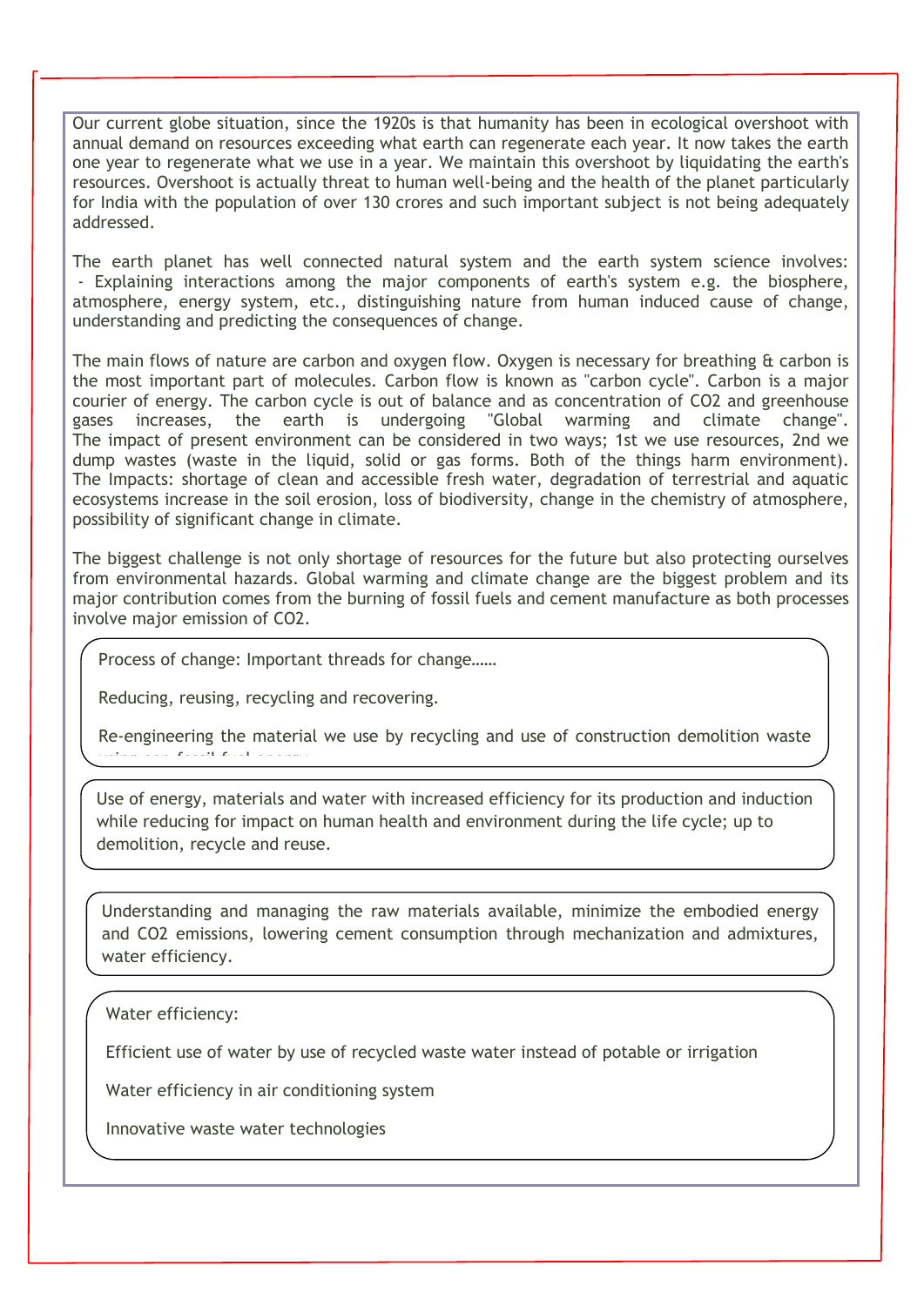Our current globe situation, since the 1920s is that humanity has been in ecological overshoot with annual demand on resources exceeding what earth can regenerate each year. It now takes the earth one year to regenerate what we use in a year. We maintain this overshoot by liquidating the earth's resources. Overshoot is actually threat to human well-being and the health of the planet particularly for India with the population of over 130 crores and such important subject is not being adequately addressed.

The earth planet has well connected natural system and the earth system science involves:
 - Explaining interactions among the major components of earth's system e.g. the biosphere, atmosphere, energy system, etc., distinguishing nature from human induced cause of change, understanding and predicting the consequences of change.

The main flows of nature are carbon and oxygen flow. Oxygen is necessary for breathing & carbon is the most important part of molecules. Carbon flow is known as "carbon cycle". Carbon is a major courier of energy. The carbon cycle is out of balance and as concentration of $CO_2$ and greenhouse gases increases, the earth is undergoing "Global warming and climate change". The impact of present environment can be considered in two ways; 1st we use resources, 2nd we dump wastes (waste in the liquid, solid or gas forms. Both of the things harm environment). The Impacts: shortage of clean and accessible fresh water, degradation of terrestrial and aquatic ecosystems increase in the soil erosion, loss of biodiversity, change in the chemistry of atmosphere, possibility of significant change in climate.

The biggest challenge is not only shortage of resources for the future but also protecting ourselves from environmental hazards. Global warming and climate change are the biggest problem and its major contribution comes from the burning of fossil fuels and cement manufacture as both processes involve major emission of $CO_2$.

Process of change: Important threads for change……

Reducing, reusing, recycling and recovering.

Re-engineering the material we use by recycling and use of construction demolition waste using non-fossil fuel energy.

Use of energy, materials and water with increased efficiency for its production and induction while reducing for impact on human health and environment during the life cycle; up to demolition, recycle and reuse.

Understanding and managing the raw materials available, minimize the embodied energy and $CO_2$ emissions, lowering cement consumption through mechanization and admixtures, water efficiency.

Water efficiency:

Efficient use of water by use of recycled waste water instead of potable or irrigation

Water efficiency in air conditioning system

Innovative waste water technologies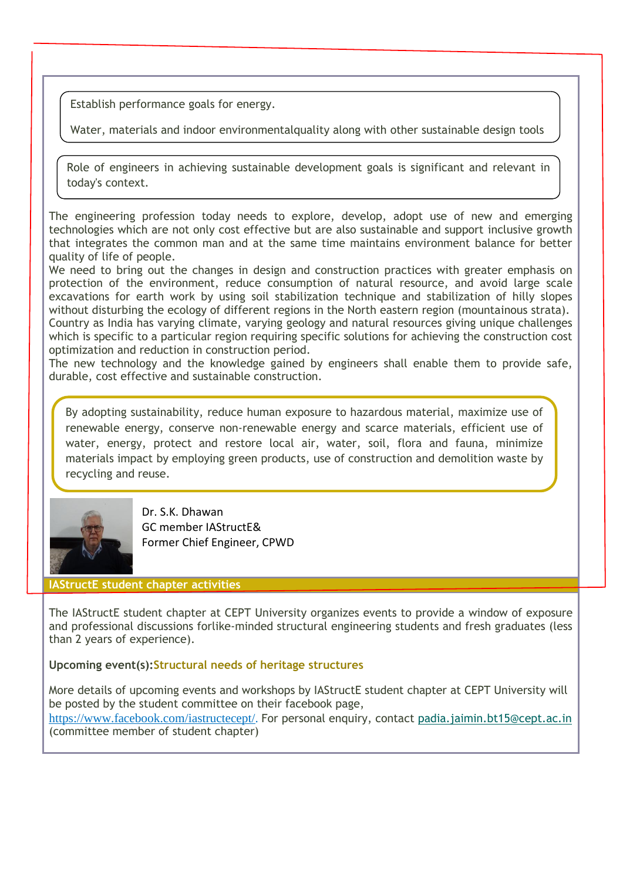Establish performance goals for energy.

Water, materials and indoor environmentalquality along with other sustainable design tools

Role of engineers in achieving sustainable development goals is significant and relevant in today's context.

The engineering profession today needs to explore, develop, adopt use of new and emerging technologies which are not only cost effective but are also sustainable and support inclusive growth that integrates the common man and at the same time maintains environment balance for better quality of life of people.

We need to bring out the changes in design and construction practices with greater emphasis on protection of the environment, reduce consumption of natural resource, and avoid large scale excavations for earth work by using soil stabilization technique and stabilization of hilly slopes without disturbing the ecology of different regions in the North eastern region (mountainous strata).

Country as India has varying climate, varying geology and natural resources giving unique challenges which is specific to a particular region requiring specific solutions for achieving the construction cost optimization and reduction in construction period.

The new technology and the knowledge gained by engineers shall enable them to provide safe, durable, cost effective and sustainable construction.

By adopting sustainability, reduce human exposure to hazardous material, maximize use of renewable energy, conserve non-renewable energy and scarce materials, efficient use of water, energy, protect and restore local air, water, soil, flora and fauna, minimize materials impact by employing green products, use of construction and demolition waste by recycling and reuse.

Dr. S.K. Dhawan
GC member IAStructE&
Former Chief Engineer, CPWD

## IAStructE student chapter activities

The IAStructE student chapter at CEPT University organizes events to provide a window of exposure and professional discussions forlike-minded structural engineering students and fresh graduates (less than 2 years of experience).

**Upcoming event(s):Structural needs of heritage structures**

More details of upcoming events and workshops by IAStructE student chapter at CEPT University will be posted by the student committee on their facebook page, https://www.facebook.com/iastructecept/. For personal enquiry, contact padia.jaimin.bt15@cept.ac.in (committee member of student chapter)